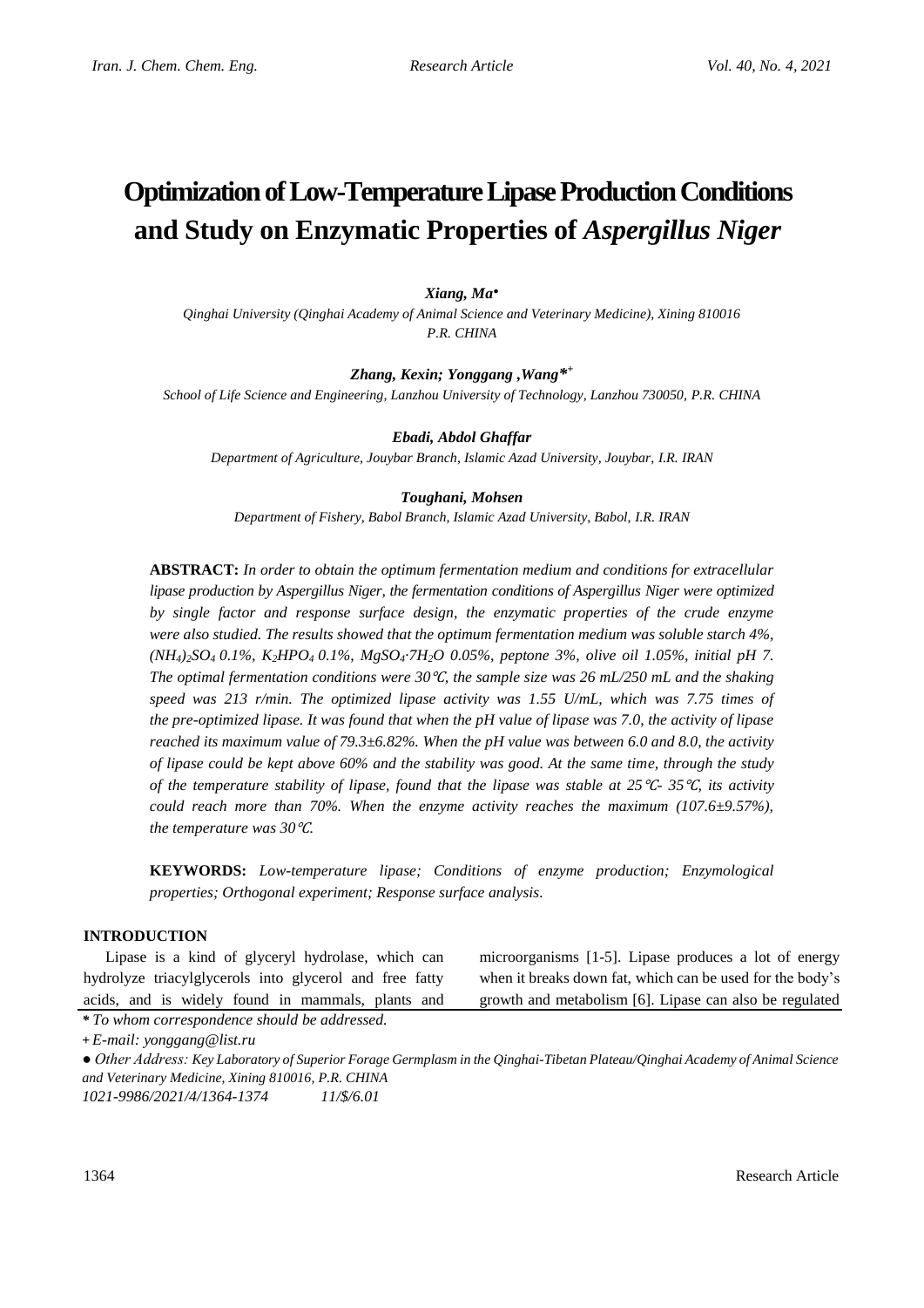# Optimization of Low-Temperature Lipase Production Conditions and Study on Enzymatic Properties of *Aspergillus Niger*

***Xiang, Ma*●**

*Qinghai University (Qinghai Academy of Animal Science and Veterinary Medicine), Xining 810016 P.R. CHINA*

***Zhang, Kexin; Yonggang ,Wang**\*+*

*School of Life Science and Engineering, Lanzhou University of Technology, Lanzhou 730050, P.R. CHINA*

***Ebadi, Abdol Ghaffar***

*Department of Agriculture, Jouybar Branch, Islamic Azad University, Jouybar, I.R. IRAN*

***Toughani, Mohsen***

*Department of Fishery, Babol Branch, Islamic Azad University, Babol, I.R. IRAN*

**ABSTRACT:** *In order to obtain the optimum fermentation medium and conditions for extracellular lipase production by Aspergillus Niger, the fermentation conditions of Aspergillus Niger were optimized by single factor and response surface design, the enzymatic properties of the crude enzyme were also studied. The results showed that the optimum fermentation medium was soluble starch 4%, $(NH_4)_2SO_4$ 0.1%, $K_2HPO_4$ 0.1%, $MgSO_4 \cdot 7H_2O$ 0.05%, peptone 3%, olive oil 1.05%, initial pH 7. The optimal fermentation conditions were 30℃, the sample size was 26 mL/250 mL and the shaking speed was 213 r/min. The optimized lipase activity was 1.55 U/mL, which was 7.75 times of the pre-optimized lipase. It was found that when the pH value of lipase was 7.0, the activity of lipase reached its maximum value of 79.3±6.82%. When the pH value was between 6.0 and 8.0, the activity of lipase could be kept above 60% and the stability was good. At the same time, through the study of the temperature stability of lipase, found that the lipase was stable at 25℃- 35℃, its activity could reach more than 70%. When the enzyme activity reaches the maximum (107.6±9.57%), the temperature was 30℃.*

**KEYWORDS:** *Low-temperature lipase; Conditions of enzyme production; Enzymological properties; Orthogonal experiment; Response surface analysis.*

## INTRODUCTION

Lipase is a kind of glyceryl hydrolase, which can hydrolyze triacylglycerols into glycerol and free fatty acids, and is widely found in mammals, plants and microorganisms [1-5]. Lipase produces a lot of energy when it breaks down fat, which can be used for the body's growth and metabolism [6]. Lipase can also be regulated

\* *To whom correspondence should be addressed.*

\+ *E-mail: yonggang@list.ru*

● *Other Address: Key Laboratory of Superior Forage Germplasm in the Qinghai-Tibetan Plateau/Qinghai Academy of Animal Science and Veterinary Medicine, Xining 810016, P.R. CHINA*

*1021-9986/2021/4/1364-1374 11/$/6.01*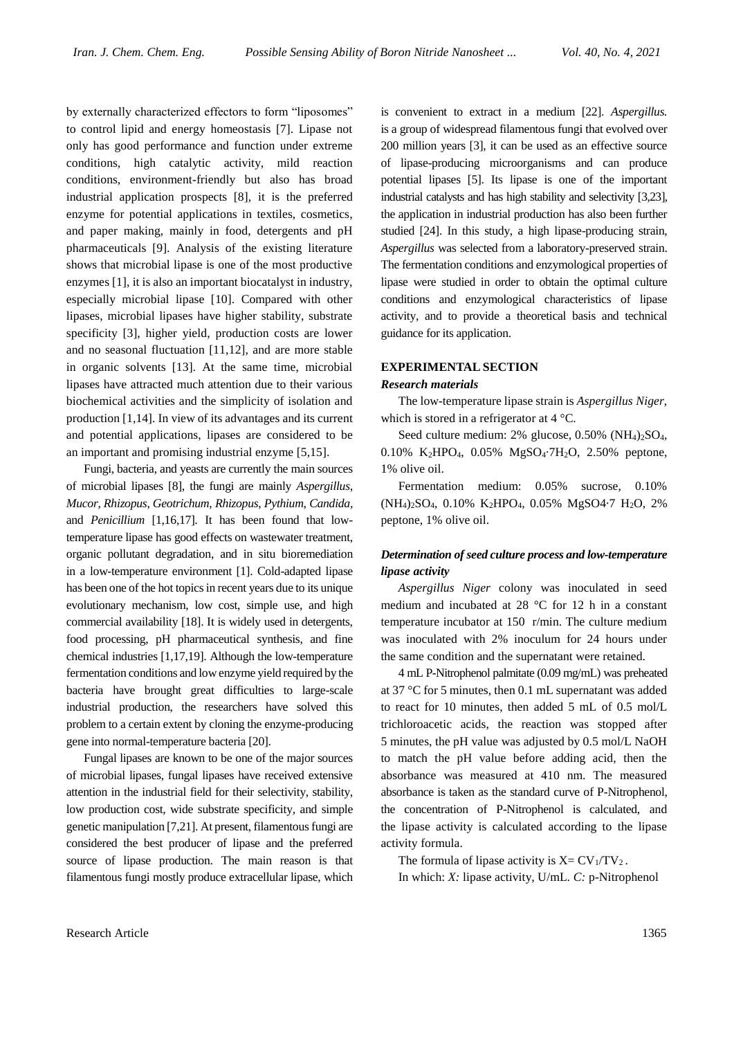by externally characterized effectors to form "liposomes" to control lipid and energy homeostasis [7]. Lipase not only has good performance and function under extreme conditions, high catalytic activity, mild reaction conditions, environment-friendly but also has broad industrial application prospects [8], it is the preferred enzyme for potential applications in textiles, cosmetics, and paper making, mainly in food, detergents and pH pharmaceuticals [9]. Analysis of the existing literature shows that microbial lipase is one of the most productive enzymes [1], it is also an important biocatalyst in industry, especially microbial lipase [10]. Compared with other lipases, microbial lipases have higher stability, substrate specificity [3], higher yield, production costs are lower and no seasonal fluctuation [11,12], and are more stable in organic solvents [13]. At the same time, microbial lipases have attracted much attention due to their various biochemical activities and the simplicity of isolation and production [1,14]. In view of its advantages and its current and potential applications, lipases are considered to be an important and promising industrial enzyme [5,15].

Fungi, bacteria, and yeasts are currently the main sources of microbial lipases [8], the fungi are mainly *Aspergillus*, *Mucor*, *Rhizopus*, *Geotrichum*, *Rhizopus*, *Pythium*, *Candida*, and *Penicillium* [1,16,17]. It has been found that low-temperature lipase has good effects on wastewater treatment, organic pollutant degradation, and in situ bioremediation in a low-temperature environment [1]. Cold-adapted lipase has been one of the hot topics in recent years due to its unique evolutionary mechanism, low cost, simple use, and high commercial availability [18]. It is widely used in detergents, food processing, pH pharmaceutical synthesis, and fine chemical industries [1,17,19]. Although the low-temperature fermentation conditions and low enzyme yield required by the bacteria have brought great difficulties to large-scale industrial production, the researchers have solved this problem to a certain extent by cloning the enzyme-producing gene into normal-temperature bacteria [20].

Fungal lipases are known to be one of the major sources of microbial lipases, fungal lipases have received extensive attention in the industrial field for their selectivity, stability, low production cost, wide substrate specificity, and simple genetic manipulation [7,21]. At present, filamentous fungi are considered the best producer of lipase and the preferred source of lipase production. The main reason is that filamentous fungi mostly produce extracellular lipase, which is convenient to extract in a medium [22]. *Aspergillus.* is a group of widespread filamentous fungi that evolved over 200 million years [3], it can be used as an effective source of lipase-producing microorganisms and can produce potential lipases [5]. Its lipase is one of the important industrial catalysts and has high stability and selectivity [3,23], the application in industrial production has also been further studied [24]. In this study, a high lipase-producing strain, *Aspergillus* was selected from a laboratory-preserved strain. The fermentation conditions and enzymological properties of lipase were studied in order to obtain the optimal culture conditions and enzymological characteristics of lipase activity, and to provide a theoretical basis and technical guidance for its application.

## EXPERIMENTAL SECTION

### *Research materials*

The low-temperature lipase strain is *Aspergillus Niger*, which is stored in a refrigerator at 4 °C.

Seed culture medium: 2% glucose, 0.50% $(NH_4)_2SO_4$, 0.10% $K_2HPO_4$, 0.05% $MgSO_4 \cdot 7H_2O$, 2.50% peptone, 1% olive oil.

Fermentation medium: 0.05% sucrose, 0.10% $(NH_4)_2SO_4$, 0.10% $K_2HPO_4$, 0.05% $MgSO4 \cdot 7$ $H_2O$, 2% peptone, 1% olive oil.

### *Determination of seed culture process and low-temperature lipase activity*

*Aspergillus Niger* colony was inoculated in seed medium and incubated at 28 °C for 12 h in a constant temperature incubator at 150 r/min. The culture medium was inoculated with 2% inoculum for 24 hours under the same condition and the supernatant were retained.

4 mL P-Nitrophenol palmitate (0.09 mg/mL) was preheated at 37 °C for 5 minutes, then 0.1 mL supernatant was added to react for 10 minutes, then added 5 mL of 0.5 mol/L trichloroacetic acids, the reaction was stopped after 5 minutes, the pH value was adjusted by 0.5 mol/L NaOH to match the pH value before adding acid, then the absorbance was measured at 410 nm. The measured absorbance is taken as the standard curve of P-Nitrophenol, the concentration of P-Nitrophenol is calculated, and the lipase activity is calculated according to the lipase activity formula.

The formula of lipase activity is $X = CV_1/TV_2$.

In which: *X:* lipase activity, U/mL. *C:* p-Nitrophenol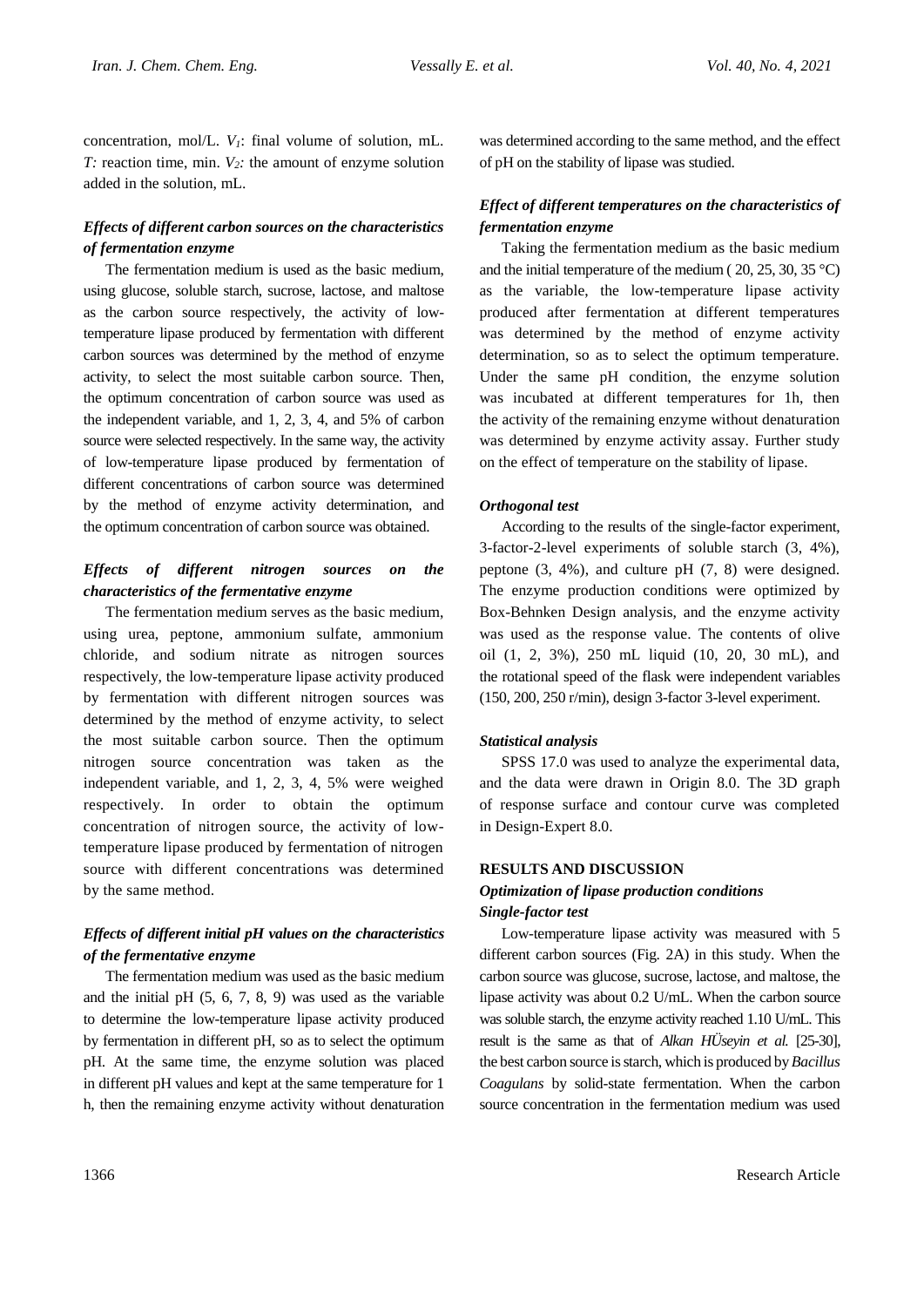concentration, mol/L. $V_1$: final volume of solution, mL. $T$: reaction time, min. $V_2$: the amount of enzyme solution added in the solution, mL.

### *Effects of different carbon sources on the characteristics of fermentation enzyme*

The fermentation medium is used as the basic medium, using glucose, soluble starch, sucrose, lactose, and maltose as the carbon source respectively, the activity of low-temperature lipase produced by fermentation with different carbon sources was determined by the method of enzyme activity, to select the most suitable carbon source. Then, the optimum concentration of carbon source was used as the independent variable, and 1, 2, 3, 4, and 5% of carbon source were selected respectively. In the same way, the activity of low-temperature lipase produced by fermentation of different concentrations of carbon source was determined by the method of enzyme activity determination, and the optimum concentration of carbon source was obtained.

### *Effects of different nitrogen sources on the characteristics of the fermentative enzyme*

The fermentation medium serves as the basic medium, using urea, peptone, ammonium sulfate, ammonium chloride, and sodium nitrate as nitrogen sources respectively, the low-temperature lipase activity produced by fermentation with different nitrogen sources was determined by the method of enzyme activity, to select the most suitable carbon source. Then the optimum nitrogen source concentration was taken as the independent variable, and 1, 2, 3, 4, 5% were weighed respectively. In order to obtain the optimum concentration of nitrogen source, the activity of low-temperature lipase produced by fermentation of nitrogen source with different concentrations was determined by the same method.

### *Effects of different initial pH values on the characteristics of the fermentative enzyme*

The fermentation medium was used as the basic medium and the initial pH (5, 6, 7, 8, 9) was used as the variable to determine the low-temperature lipase activity produced by fermentation in different pH, so as to select the optimum pH. At the same time, the enzyme solution was placed in different pH values and kept at the same temperature for 1 h, then the remaining enzyme activity without denaturation was determined according to the same method, and the effect of pH on the stability of lipase was studied.

### *Effect of different temperatures on the characteristics of fermentation enzyme*

Taking the fermentation medium as the basic medium and the initial temperature of the medium ( 20, 25, 30, 35 °C) as the variable, the low-temperature lipase activity produced after fermentation at different temperatures was determined by the method of enzyme activity determination, so as to select the optimum temperature. Under the same pH condition, the enzyme solution was incubated at different temperatures for 1h, then the activity of the remaining enzyme without denaturation was determined by enzyme activity assay. Further study on the effect of temperature on the stability of lipase.

### *Orthogonal test*

According to the results of the single-factor experiment, 3-factor-2-level experiments of soluble starch (3, 4%), peptone (3, 4%), and culture pH (7, 8) were designed. The enzyme production conditions were optimized by Box-Behnken Design analysis, and the enzyme activity was used as the response value. The contents of olive oil (1, 2, 3%), 250 mL liquid (10, 20, 30 mL), and the rotational speed of the flask were independent variables (150, 200, 250 r/min), design 3-factor 3-level experiment.

### *Statistical analysis*

SPSS 17.0 was used to analyze the experimental data, and the data were drawn in Origin 8.0. The 3D graph of response surface and contour curve was completed in Design-Expert 8.0.

## RESULTS AND DISCUSSION

### *Optimization of lipase production conditions*

#### *Single-factor test*

Low-temperature lipase activity was measured with 5 different carbon sources (Fig. 2A) in this study. When the carbon source was glucose, sucrose, lactose, and maltose, the lipase activity was about 0.2 U/mL. When the carbon source was soluble starch, the enzyme activity reached 1.10 U/mL. This result is the same as that of *Alkan HÜseyin et al.* [25-30], the best carbon source is starch, which is produced by *Bacillus Coagulans* by solid-state fermentation. When the carbon source concentration in the fermentation medium was used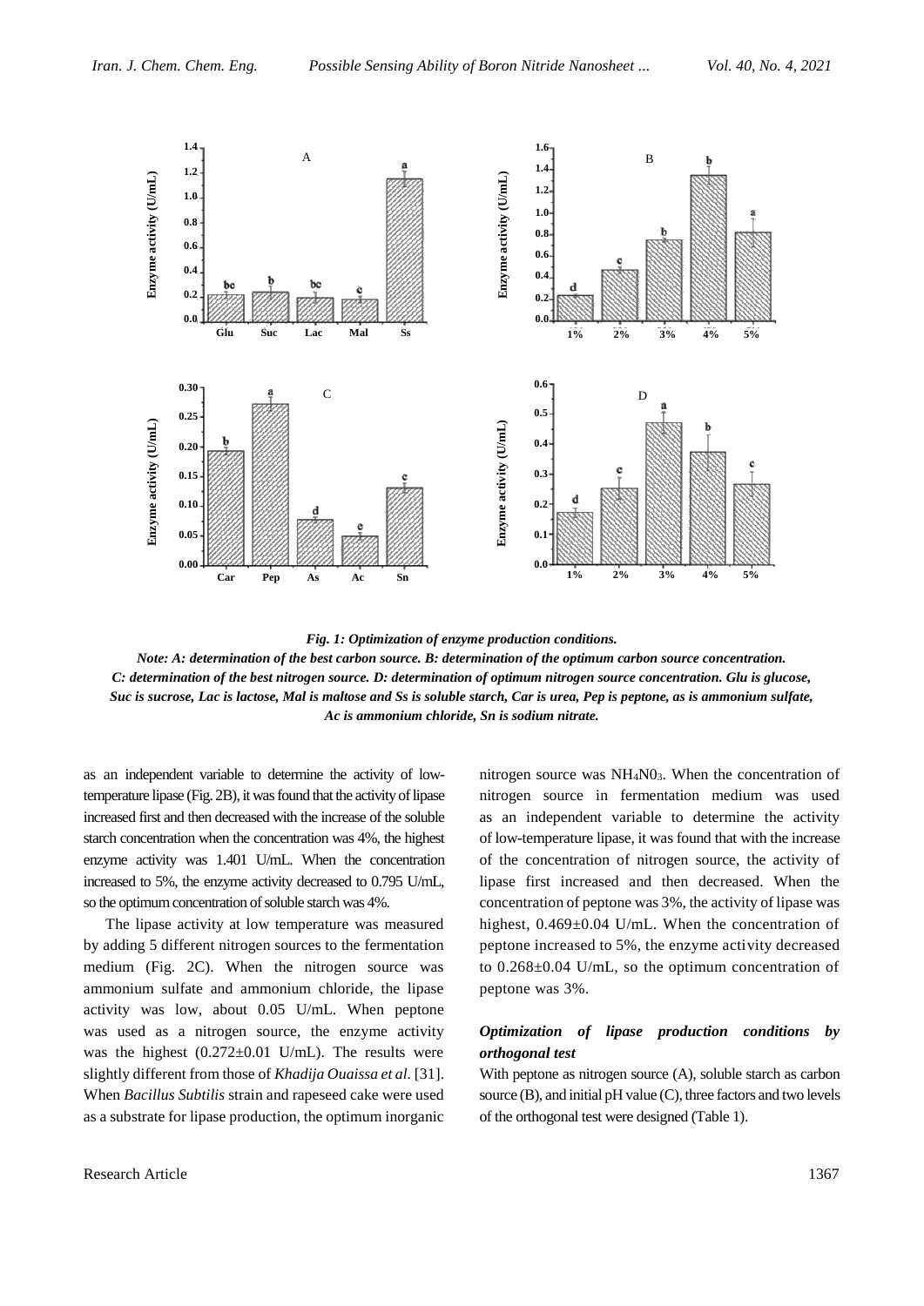*Fig. 1: Optimization of enzyme production conditions.*

*Note: A: determination of the best carbon source. B: determination of the optimum carbon source concentration. C: determination of the best nitrogen source. D: determination of optimum nitrogen source concentration. Glu is glucose, Suc is sucrose, Lac is lactose, Mal is maltose and Ss is soluble starch, Car is urea, Pep is peptone, as is ammonium sulfate, Ac is ammonium chloride, Sn is sodium nitrate.*

as an independent variable to determine the activity of low-temperature lipase (Fig. 2B), it was found that the activity of lipase increased first and then decreased with the increase of the soluble starch concentration when the concentration was 4%, the highest enzyme activity was 1.401 U/mL. When the concentration increased to 5%, the enzyme activity decreased to 0.795 U/mL, so the optimum concentration of soluble starch was 4%.

The lipase activity at low temperature was measured by adding 5 different nitrogen sources to the fermentation medium (Fig. 2C). When the nitrogen source was ammonium sulfate and ammonium chloride, the lipase activity was low, about 0.05 U/mL. When peptone was used as a nitrogen source, the enzyme activity was the highest (0.272±0.01 U/mL). The results were slightly different from those of *Khadija Ouaissa et al.* [31]. When *Bacillus Subtilis* strain and rapeseed cake were used as a substrate for lipase production, the optimum inorganic nitrogen source was $NH_4N0_3$. When the concentration of nitrogen source in fermentation medium was used as an independent variable to determine the activity of low-temperature lipase, it was found that with the increase of the concentration of nitrogen source, the activity of lipase first increased and then decreased. When the concentration of peptone was 3%, the activity of lipase was highest, 0.469±0.04 U/mL. When the concentration of peptone increased to 5%, the enzyme activity decreased to 0.268±0.04 U/mL, so the optimum concentration of peptone was 3%.

### *Optimization of lipase production conditions by orthogonal test*

With peptone as nitrogen source (A), soluble starch as carbon source (B), and initial pH value (C), three factors and two levels of the orthogonal test were designed (Table 1).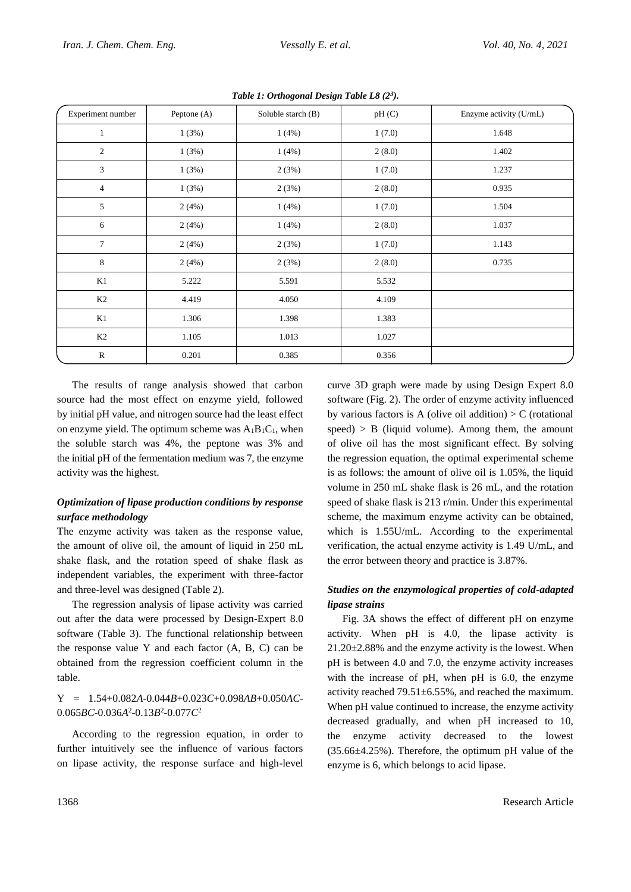***Table 1: Orthogonal Design Table L8 ($2^3$).***

| Experiment number | Peptone (A) | Soluble starch (B) | pH (C) | Enzyme activity (U/mL) |
|---|---|---|---|---|
| 1 | 1 (3%) | 1 (4%) | 1 (7.0) | 1.648 |
| 2 | 1 (3%) | 1 (4%) | 2 (8.0) | 1.402 |
| 3 | 1 (3%) | 2 (3%) | 1 (7.0) | 1.237 |
| 4 | 1 (3%) | 2 (3%) | 2 (8.0) | 0.935 |
| 5 | 2 (4%) | 1 (4%) | 1 (7.0) | 1.504 |
| 6 | 2 (4%) | 1 (4%) | 2 (8.0) | 1.037 |
| 7 | 2 (4%) | 2 (3%) | 1 (7.0) | 1.143 |
| 8 | 2 (4%) | 2 (3%) | 2 (8.0) | 0.735 |
| K1 | 5.222 | 5.591 | 5.532 | |
| K2 | 4.419 | 4.050 | 4.109 | |
| K1 | 1.306 | 1.398 | 1.383 | |
| K2 | 1.105 | 1.013 | 1.027 | |
| R | 0.201 | 0.385 | 0.356 | |

The results of range analysis showed that carbon source had the most effect on enzyme yield, followed by initial pH value, and nitrogen source had the least effect on enzyme yield. The optimum scheme was $A_1B_1C_1$, when the soluble starch was 4%, the peptone was 3% and the initial pH of the fermentation medium was 7, the enzyme activity was the highest.

### *Optimization of lipase production conditions by response surface methodology*

The enzyme activity was taken as the response value, the amount of olive oil, the amount of liquid in 250 mL shake flask, and the rotation speed of shake flask as independent variables, the experiment with three-factor and three-level was designed (Table 2).

The regression analysis of lipase activity was carried out after the data were processed by Design-Expert 8.0 software (Table 3). The functional relationship between the response value Y and each factor (A, B, C) can be obtained from the regression coefficient column in the table.

$$Y = 1.54+0.082A-0.044B+0.023C+0.098AB+0.050AC-0.065BC-0.036A^2-0.13B^2-0.077C^2$$

According to the regression equation, in order to further intuitively see the influence of various factors on lipase activity, the response surface and high-level curve 3D graph were made by using Design Expert 8.0 software (Fig. 2). The order of enzyme activity influenced by various factors is A (olive oil addition) > C (rotational speed) > B (liquid volume). Among them, the amount of olive oil has the most significant effect. By solving the regression equation, the optimal experimental scheme is as follows: the amount of olive oil is 1.05%, the liquid volume in 250 mL shake flask is 26 mL, and the rotation speed of shake flask is 213 r/min. Under this experimental scheme, the maximum enzyme activity can be obtained, which is 1.55U/mL. According to the experimental verification, the actual enzyme activity is 1.49 U/mL, and the error between theory and practice is 3.87%.

### *Studies on the enzymological properties of cold-adapted lipase strains*

Fig. 3A shows the effect of different pH on enzyme activity. When pH is 4.0, the lipase activity is 21.20±2.88% and the enzyme activity is the lowest. When pH is between 4.0 and 7.0, the enzyme activity increases with the increase of pH, when pH is 6.0, the enzyme activity reached 79.51±6.55%, and reached the maximum. When pH value continued to increase, the enzyme activity decreased gradually, and when pH increased to 10, the enzyme activity decreased to the lowest (35.66±4.25%). Therefore, the optimum pH value of the enzyme is 6, which belongs to acid lipase.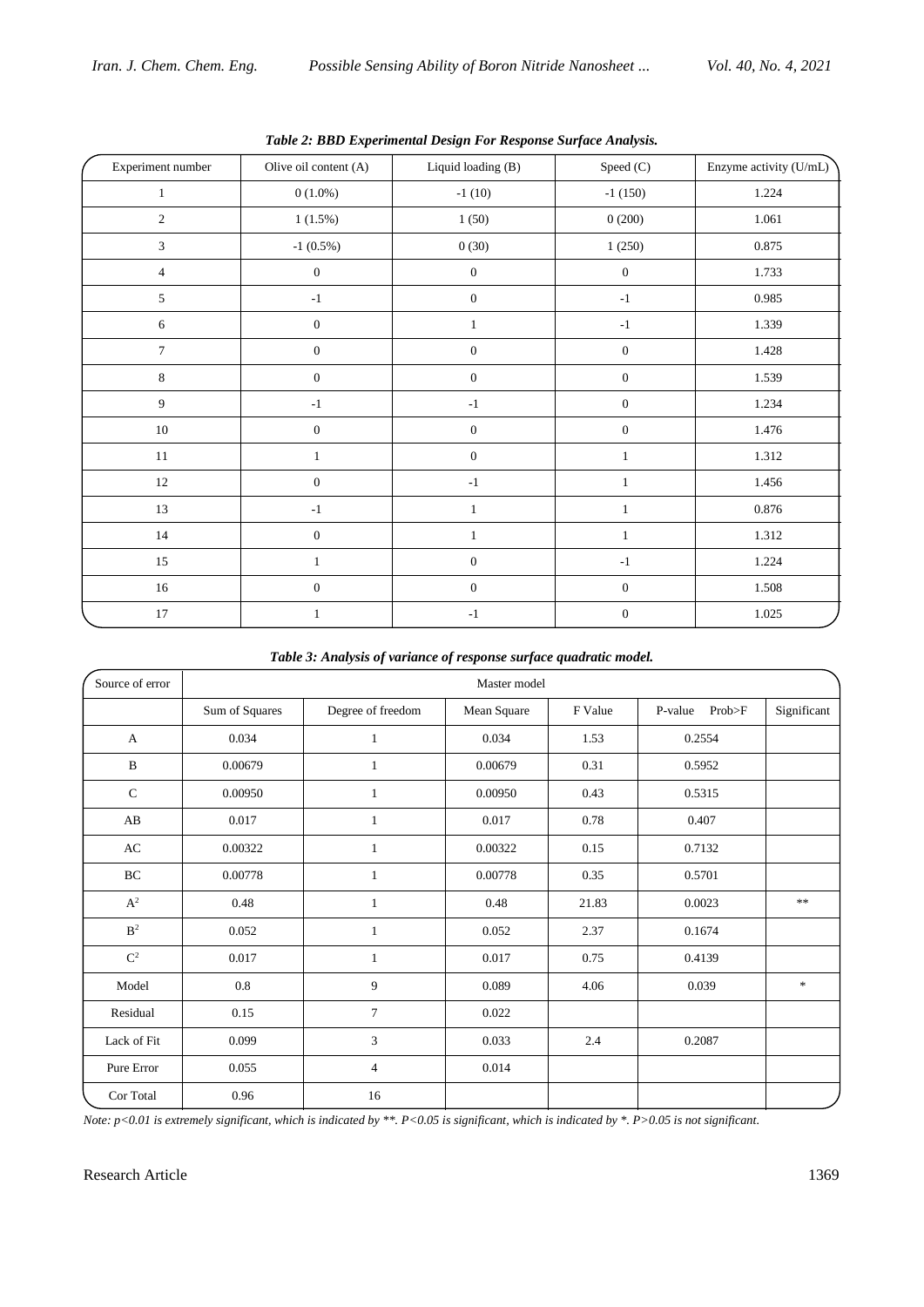***Table 2: BBD Experimental Design For Response Surface Analysis.***

| Experiment number | Olive oil content (A) | Liquid loading (B) | Speed (C) | Enzyme activity (U/mL) |
|---|---|---|---|---|
| 1 | 0 (1.0%) | -1 (10) | -1 (150) | 1.224 |
| 2 | 1 (1.5%) | 1 (50) | 0 (200) | 1.061 |
| 3 | -1 (0.5%) | 0 (30) | 1 (250) | 0.875 |
| 4 | 0 | 0 | 0 | 1.733 |
| 5 | -1 | 0 | -1 | 0.985 |
| 6 | 0 | 1 | -1 | 1.339 |
| 7 | 0 | 0 | 0 | 1.428 |
| 8 | 0 | 0 | 0 | 1.539 |
| 9 | -1 | -1 | 0 | 1.234 |
| 10 | 0 | 0 | 0 | 1.476 |
| 11 | 1 | 0 | 1 | 1.312 |
| 12 | 0 | -1 | 1 | 1.456 |
| 13 | -1 | 1 | 1 | 0.876 |
| 14 | 0 | 1 | 1 | 1.312 |
| 15 | 1 | 0 | -1 | 1.224 |
| 16 | 0 | 0 | 0 | 1.508 |
| 17 | 1 | -1 | 0 | 1.025 |

***Table 3: Analysis of variance of response surface quadratic model.***

| Source of error | Master model | | | | | |
|---|---|---|---|---|---|---|
| | Sum of Squares | Degree of freedom | Mean Square | F Value | P-value Prob>F | Significant |
| A | 0.034 | 1 | 0.034 | 1.53 | 0.2554 | |
| B | 0.00679 | 1 | 0.00679 | 0.31 | 0.5952 | |
| C | 0.00950 | 1 | 0.00950 | 0.43 | 0.5315 | |
| AB | 0.017 | 1 | 0.017 | 0.78 | 0.407 | |
| AC | 0.00322 | 1 | 0.00322 | 0.15 | 0.7132 | |
| BC | 0.00778 | 1 | 0.00778 | 0.35 | 0.5701 | |
| $A^2$ | 0.48 | 1 | 0.48 | 21.83 | 0.0023 | ** |
| $B^2$ | 0.052 | 1 | 0.052 | 2.37 | 0.1674 | |
| $C^2$ | 0.017 | 1 | 0.017 | 0.75 | 0.4139 | |
| Model | 0.8 | 9 | 0.089 | 4.06 | 0.039 | * |
| Residual | 0.15 | 7 | 0.022 | | | |
| Lack of Fit | 0.099 | 3 | 0.033 | 2.4 | 0.2087 | |
| Pure Error | 0.055 | 4 | 0.014 | | | |
| Cor Total | 0.96 | 16 | | | | |

*Note: $p<0.01$ is extremely significant, which is indicated by **. $P<0.05$ is significant, which is indicated by *. $P>0.05$ is not significant.*

Research Article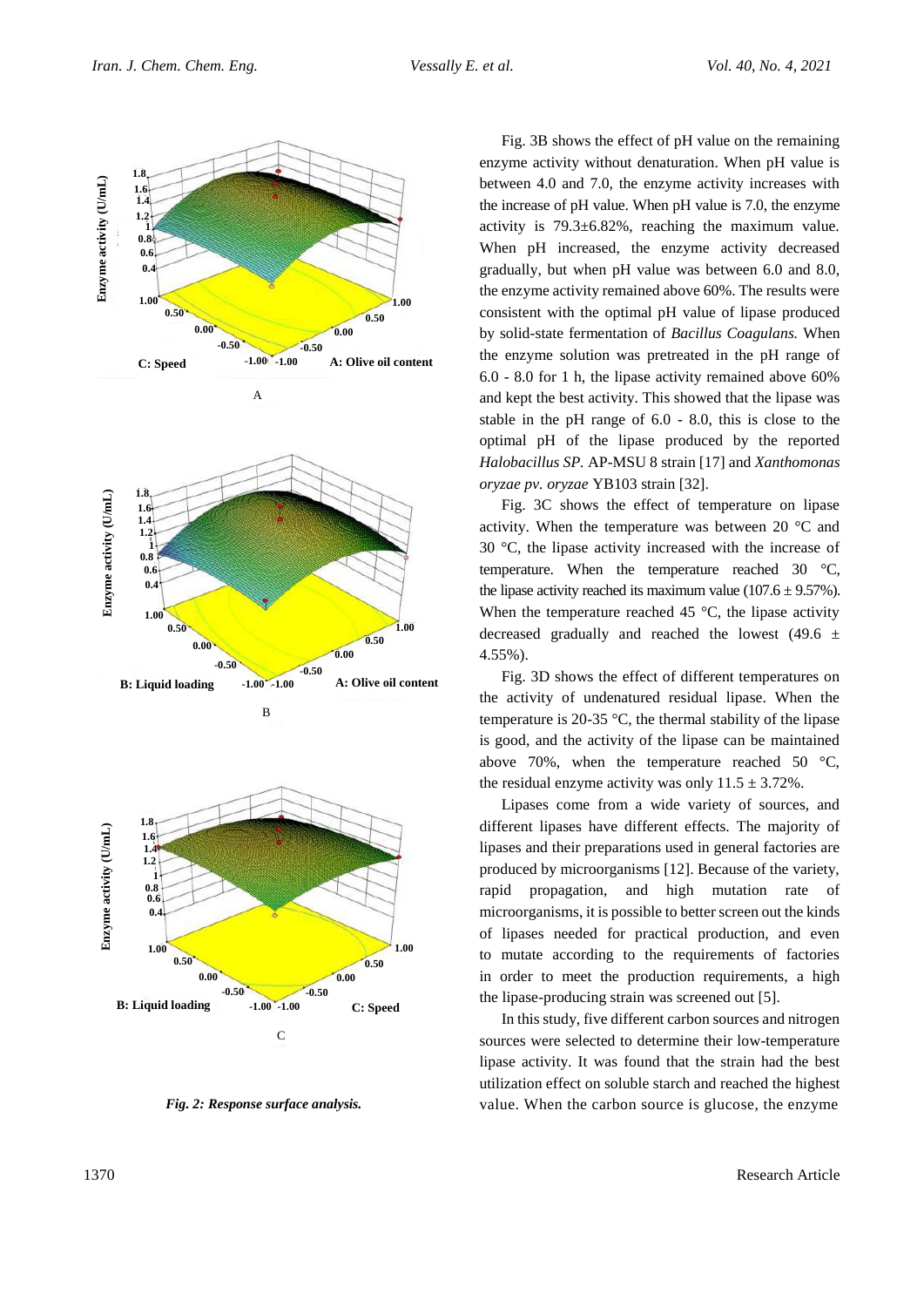Fig. 2: Response surface analysis.

Fig. 3B shows the effect of pH value on the remaining enzyme activity without denaturation. When pH value is between 4.0 and 7.0, the enzyme activity increases with the increase of pH value. When pH value is 7.0, the enzyme activity is 79.3±6.82%, reaching the maximum value. When pH increased, the enzyme activity decreased gradually, but when pH value was between 6.0 and 8.0, the enzyme activity remained above 60%. The results were consistent with the optimal pH value of lipase produced by solid-state fermentation of *Bacillus Coagulans.* When the enzyme solution was pretreated in the pH range of 6.0 - 8.0 for 1 h, the lipase activity remained above 60% and kept the best activity. This showed that the lipase was stable in the pH range of 6.0 - 8.0, this is close to the optimal pH of the lipase produced by the reported *Halobacillus SP.* AP-MSU 8 strain [17] and *Xanthomonas oryzae pv. oryzae* YB103 strain [32].

Fig. 3C shows the effect of temperature on lipase activity. When the temperature was between 20 °C and 30 °C, the lipase activity increased with the increase of temperature. When the temperature reached 30 °C, the lipase activity reached its maximum value (107.6 ± 9.57%). When the temperature reached 45 °C, the lipase activity decreased gradually and reached the lowest (49.6 ± 4.55%).

Fig. 3D shows the effect of different temperatures on the activity of undenatured residual lipase. When the temperature is 20-35 °C, the thermal stability of the lipase is good, and the activity of the lipase can be maintained above 70%, when the temperature reached 50 °C, the residual enzyme activity was only 11.5 ± 3.72%.

Lipases come from a wide variety of sources, and different lipases have different effects. The majority of lipases and their preparations used in general factories are produced by microorganisms [12]. Because of the variety, rapid propagation, and high mutation rate of microorganisms, it is possible to better screen out the kinds of lipases needed for practical production, and even to mutate according to the requirements of factories in order to meet the production requirements, a high the lipase-producing strain was screened out [5].

In this study, five different carbon sources and nitrogen sources were selected to determine their low-temperature lipase activity. It was found that the strain had the best utilization effect on soluble starch and reached the highest value. When the carbon source is glucose, the enzyme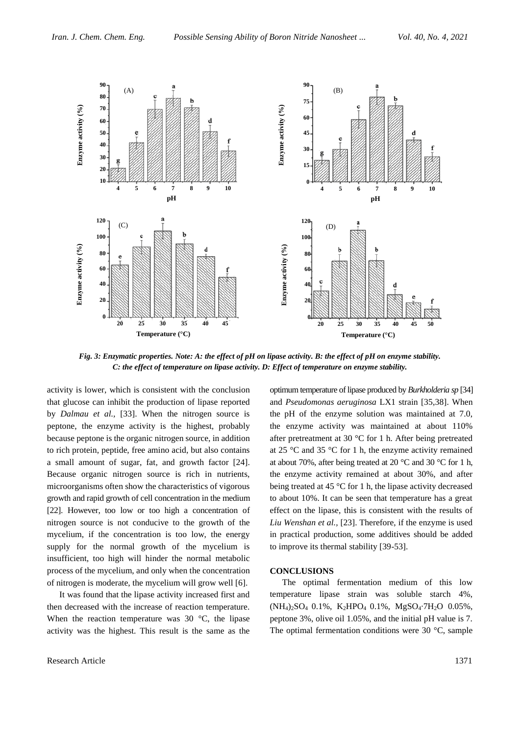*Fig. 3: Enzymatic properties. Note: A: the effect of pH on lipase activity. B: the effect of pH on enzyme stability. C: the effect of temperature on lipase activity. D: Effect of temperature on enzyme stability.*

activity is lower, which is consistent with the conclusion that glucose can inhibit the production of lipase reported by *Dalmau et al.,* [33]. When the nitrogen source is peptone, the enzyme activity is the highest, probably because peptone is the organic nitrogen source, in addition to rich protein, peptide, free amino acid, but also contains a small amount of sugar, fat, and growth factor [24]. Because organic nitrogen source is rich in nutrients, microorganisms often show the characteristics of vigorous growth and rapid growth of cell concentration in the medium [22]. However, too low or too high a concentration of nitrogen source is not conducive to the growth of the mycelium, if the concentration is too low, the energy supply for the normal growth of the mycelium is insufficient, too high will hinder the normal metabolic process of the mycelium, and only when the concentration of nitrogen is moderate, the mycelium will grow well [6].

It was found that the lipase activity increased first and then decreased with the increase of reaction temperature. When the reaction temperature was 30 °C, the lipase activity was the highest. This result is the same as the optimum temperature of lipase produced by *Burkholderia sp* [34] and *Pseudomonas aeruginosa* LX1 strain [35,38]. When the pH of the enzyme solution was maintained at 7.0, the enzyme activity was maintained at about 110% after pretreatment at 30 °C for 1 h. After being pretreated at 25 °C and 35 °C for 1 h, the enzyme activity remained at about 70%, after being treated at 20 °C and 30 °C for 1 h, the enzyme activity remained at about 30%, and after being treated at 45 °C for 1 h, the lipase activity decreased to about 10%. It can be seen that temperature has a great effect on the lipase, this is consistent with the results of *Liu Wenshan et al.,* [23]. Therefore, if the enzyme is used in practical production, some additives should be added to improve its thermal stability [39-53].

## CONCLUSIONS

The optimal fermentation medium of this low temperature lipase strain was soluble starch 4%, $(NH_4)_2SO_4$ 0.1%, $K_2HPO_4$ 0.1%, $MgSO_4{\cdot}7H_2O$ 0.05%, peptone 3%, olive oil 1.05%, and the initial pH value is 7. The optimal fermentation conditions were 30 °C, sample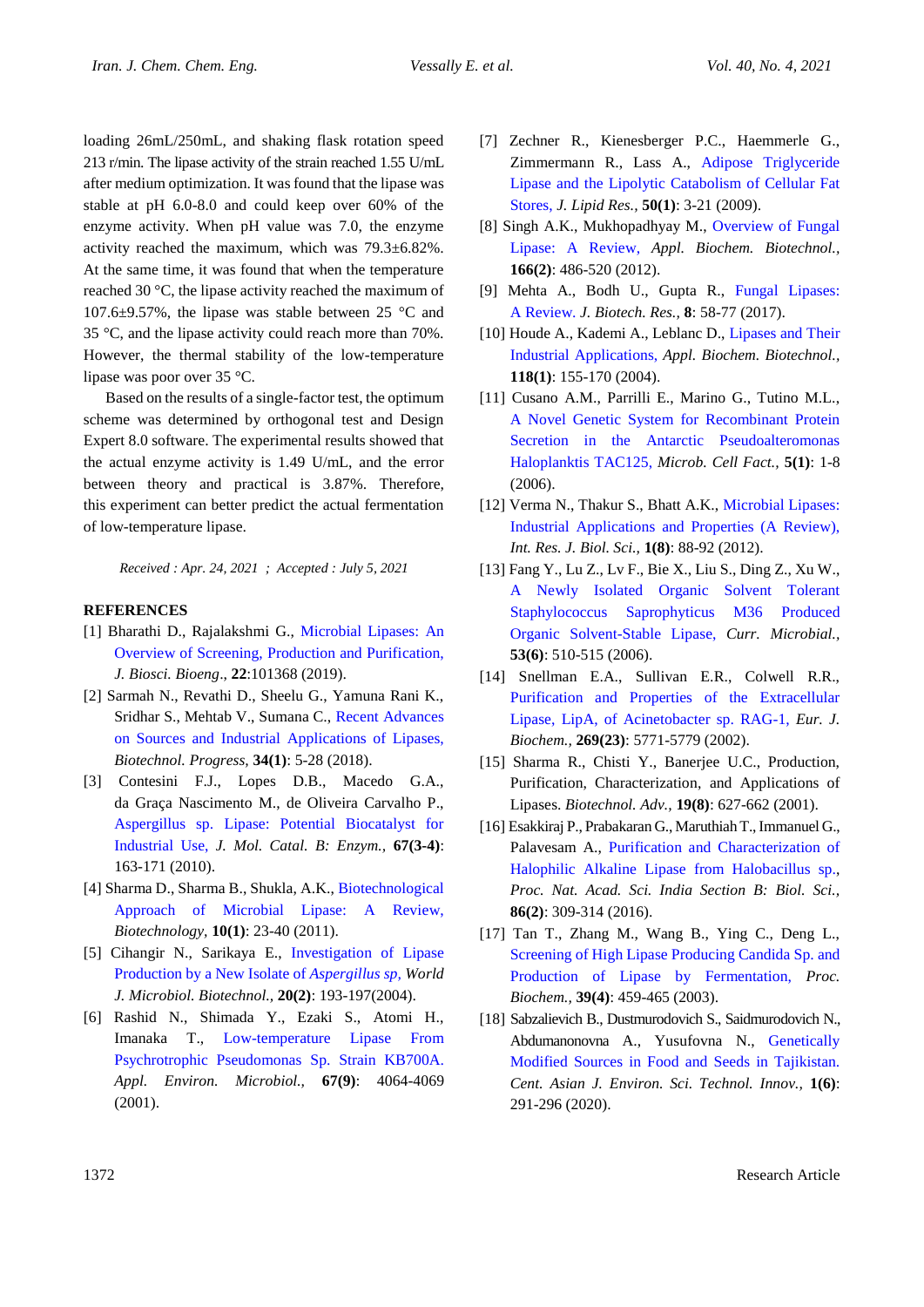loading 26mL/250mL, and shaking flask rotation speed 213 r/min. The lipase activity of the strain reached 1.55 U/mL after medium optimization. It was found that the lipase was stable at pH 6.0-8.0 and could keep over 60% of the enzyme activity. When pH value was 7.0, the enzyme activity reached the maximum, which was 79.3±6.82%. At the same time, it was found that when the temperature reached 30 °C, the lipase activity reached the maximum of 107.6±9.57%, the lipase was stable between 25 °C and 35 °C, and the lipase activity could reach more than 70%. However, the thermal stability of the low-temperature lipase was poor over 35 °C.

Based on the results of a single-factor test, the optimum scheme was determined by orthogonal test and Design Expert 8.0 software. The experimental results showed that the actual enzyme activity is 1.49 U/mL, and the error between theory and practical is 3.87%. Therefore, this experiment can better predict the actual fermentation of low-temperature lipase.

*Received : Apr. 24, 2021 ; Accepted : July 5, 2021*

## REFERENCES

[1] Bharathi D., Rajalakshmi G., Microbial Lipases: An Overview of Screening, Production and Purification, *J. Biosci. Bioeng*., **22**:101368 (2019).

[2] Sarmah N., Revathi D., Sheelu G., Yamuna Rani K., Sridhar S., Mehtab V., Sumana C., Recent Advances on Sources and Industrial Applications of Lipases, *Biotechnol. Progress*, **34(1)**: 5-28 (2018).

[3] Contesini F.J., Lopes D.B., Macedo G.A., da Graça Nascimento M., de Oliveira Carvalho P., Aspergillus sp. Lipase: Potential Biocatalyst for Industrial Use, *J. Mol. Catal. B: Enzym.*, **67(3-4)**: 163-171 (2010).

[4] Sharma D., Sharma B., Shukla, A.K., Biotechnological Approach of Microbial Lipase: A Review, *Biotechnology*, **10(1)**: 23-40 (2011).

[5] Cihangir N., Sarikaya E., Investigation of Lipase Production by a New Isolate of *Aspergillus sp*, *World J. Microbiol. Biotechnol.*, **20(2)**: 193-197(2004).

[6] Rashid N., Shimada Y., Ezaki S., Atomi H., Imanaka T., Low-temperature Lipase From Psychrotrophic Pseudomonas Sp. Strain KB700A. *Appl. Environ. Microbiol.*, **67(9)**: 4064-4069 (2001).

[7] Zechner R., Kienesberger P.C., Haemmerle G., Zimmermann R., Lass A., Adipose Triglyceride Lipase and the Lipolytic Catabolism of Cellular Fat Stores, *J. Lipid Res.*, **50(1)**: 3-21 (2009).

[8] Singh A.K., Mukhopadhyay M., Overview of Fungal Lipase: A Review, *Appl. Biochem. Biotechnol.*, **166(2)**: 486-520 (2012).

[9] Mehta A., Bodh U., Gupta R., Fungal Lipases: A Review. *J. Biotech. Res.*, **8**: 58-77 (2017).

[10] Houde A., Kademi A., Leblanc D., Lipases and Their Industrial Applications, *Appl. Biochem. Biotechnol.*, **118(1)**: 155-170 (2004).

[11] Cusano A.M., Parrilli E., Marino G., Tutino M.L., A Novel Genetic System for Recombinant Protein Secretion in the Antarctic Pseudoalteromonas Haloplanktis TAC125, *Microb. Cell Fact.*, **5(1)**: 1-8 (2006).

[12] Verma N., Thakur S., Bhatt A.K., Microbial Lipases: Industrial Applications and Properties (A Review), *Int. Res. J. Biol. Sci.*, **1(8)**: 88-92 (2012).

[13] Fang Y., Lu Z., Lv F., Bie X., Liu S., Ding Z., Xu W., A Newly Isolated Organic Solvent Tolerant Staphylococcus Saprophyticus M36 Produced Organic Solvent-Stable Lipase, *Curr. Microbial.*, **53(6)**: 510-515 (2006).

[14] Snellman E.A., Sullivan E.R., Colwell R.R., Purification and Properties of the Extracellular Lipase, LipA, of Acinetobacter sp. RAG-1, *Eur. J. Biochem.*, **269(23)**: 5771-5779 (2002).

[15] Sharma R., Chisti Y., Banerjee U.C., Production, Purification, Characterization, and Applications of Lipases. *Biotechnol. Adv.*, **19(8)**: 627-662 (2001).

[16] Esakkiraj P., Prabakaran G., Maruthiah T., Immanuel G., Palavesam A., Purification and Characterization of Halophilic Alkaline Lipase from Halobacillus sp., *Proc. Nat. Acad. Sci. India Section B: Biol. Sci.*, **86(2)**: 309-314 (2016).

[17] Tan T., Zhang M., Wang B., Ying C., Deng L., Screening of High Lipase Producing Candida Sp. and Production of Lipase by Fermentation, *Proc. Biochem.*, **39(4)**: 459-465 (2003).

[18] Sabzalievich B., Dustmurodovich S., Saidmurodovich N., Abdumanonovna A., Yusufovna N., Genetically Modified Sources in Food and Seeds in Tajikistan. *Cent. Asian J. Environ. Sci. Technol. Innov.*, **1(6)**: 291-296 (2020).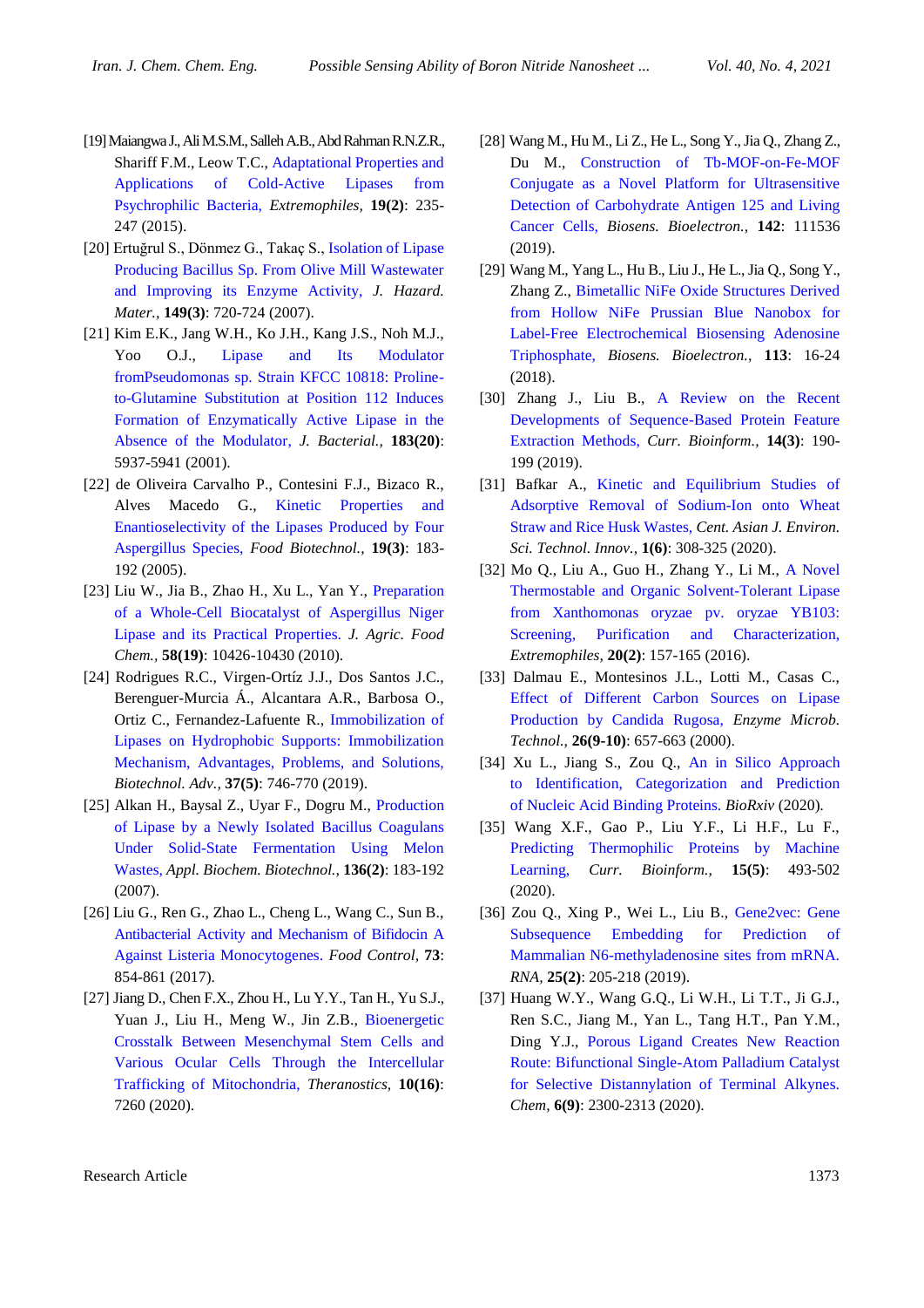[19] Maiangwa J., Ali M.S.M., Salleh A.B., Abd Rahman R.N.Z.R., Shariff F.M., Leow T.C., Adaptational Properties and Applications of Cold-Active Lipases from Psychrophilic Bacteria, *Extremophiles*, **19(2)**: 235-247 (2015).

[20] Ertuğrul S., Dönmez G., Takaç S., Isolation of Lipase Producing Bacillus Sp. From Olive Mill Wastewater and Improving its Enzyme Activity, *J. Hazard. Mater.*, **149(3)**: 720-724 (2007).

[21] Kim E.K., Jang W.H., Ko J.H., Kang J.S., Noh M.J., Yoo O.J., Lipase and Its Modulator fromPseudomonas sp. Strain KFCC 10818: Proline-to-Glutamine Substitution at Position 112 Induces Formation of Enzymatically Active Lipase in the Absence of the Modulator, *J. Bacterial.*, **183(20)**: 5937-5941 (2001).

[22] de Oliveira Carvalho P., Contesini F.J., Bizaco R., Alves Macedo G., Kinetic Properties and Enantioselectivity of the Lipases Produced by Four Aspergillus Species, *Food Biotechnol.*, **19(3)**: 183-192 (2005).

[23] Liu W., Jia B., Zhao H., Xu L., Yan Y., Preparation of a Whole-Cell Biocatalyst of Aspergillus Niger Lipase and its Practical Properties. *J. Agric. Food Chem.*, **58(19)**: 10426-10430 (2010).

[24] Rodrigues R.C., Virgen-Ortíz J.J., Dos Santos J.C., Berenguer-Murcia Á., Alcantara A.R., Barbosa O., Ortiz C., Fernandez-Lafuente R., Immobilization of Lipases on Hydrophobic Supports: Immobilization Mechanism, Advantages, Problems, and Solutions, *Biotechnol. Adv.*, **37(5)**: 746-770 (2019).

[25] Alkan H., Baysal Z., Uyar F., Dogru M., Production of Lipase by a Newly Isolated Bacillus Coagulans Under Solid-State Fermentation Using Melon Wastes, *Appl. Biochem. Biotechnol.*, **136(2)**: 183-192 (2007).

[26] Liu G., Ren G., Zhao L., Cheng L., Wang C., Sun B., Antibacterial Activity and Mechanism of Bifidocin A Against Listeria Monocytogenes. *Food Control*, **73**: 854-861 (2017).

[27] Jiang D., Chen F.X., Zhou H., Lu Y.Y., Tan H., Yu S.J., Yuan J., Liu H., Meng W., Jin Z.B., Bioenergetic Crosstalk Between Mesenchymal Stem Cells and Various Ocular Cells Through the Intercellular Trafficking of Mitochondria, *Theranostics*, **10(16)**: 7260 (2020).

[28] Wang M., Hu M., Li Z., He L., Song Y., Jia Q., Zhang Z., Du M., Construction of Tb-MOF-on-Fe-MOF Conjugate as a Novel Platform for Ultrasensitive Detection of Carbohydrate Antigen 125 and Living Cancer Cells, *Biosens. Bioelectron.*, **142**: 111536 (2019).

[29] Wang M., Yang L., Hu B., Liu J., He L., Jia Q., Song Y., Zhang Z., Bimetallic NiFe Oxide Structures Derived from Hollow NiFe Prussian Blue Nanobox for Label-Free Electrochemical Biosensing Adenosine Triphosphate, *Biosens. Bioelectron.*, **113**: 16-24 (2018).

[30] Zhang J., Liu B., A Review on the Recent Developments of Sequence-Based Protein Feature Extraction Methods, *Curr. Bioinform.*, **14(3)**: 190-199 (2019).

[31] Bafkar A., Kinetic and Equilibrium Studies of Adsorptive Removal of Sodium-Ion onto Wheat Straw and Rice Husk Wastes, *Cent. Asian J. Environ. Sci. Technol. Innov.*, **1(6)**: 308-325 (2020).

[32] Mo Q., Liu A., Guo H., Zhang Y., Li M., A Novel Thermostable and Organic Solvent-Tolerant Lipase from Xanthomonas oryzae pv. oryzae YB103: Screening, Purification and Characterization, *Extremophiles*, **20(2)**: 157-165 (2016).

[33] Dalmau E., Montesinos J.L., Lotti M., Casas C., Effect of Different Carbon Sources on Lipase Production by Candida Rugosa, *Enzyme Microb. Technol.*, **26(9-10)**: 657-663 (2000).

[34] Xu L., Jiang S., Zou Q., An in Silico Approach to Identification, Categorization and Prediction of Nucleic Acid Binding Proteins. *BioRxiv* (2020).

[35] Wang X.F., Gao P., Liu Y.F., Li H.F., Lu F., Predicting Thermophilic Proteins by Machine Learning, *Curr. Bioinform.*, **15(5)**: 493-502 (2020).

[36] Zou Q., Xing P., Wei L., Liu B., Gene2vec: Gene Subsequence Embedding for Prediction of Mammalian N6-methyladenosine sites from mRNA. *RNA*, **25(2)**: 205-218 (2019).

[37] Huang W.Y., Wang G.Q., Li W.H., Li T.T., Ji G.J., Ren S.C., Jiang M., Yan L., Tang H.T., Pan Y.M., Ding Y.J., Porous Ligand Creates New Reaction Route: Bifunctional Single-Atom Palladium Catalyst for Selective Distannylation of Terminal Alkynes. *Chem*, **6(9)**: 2300-2313 (2020).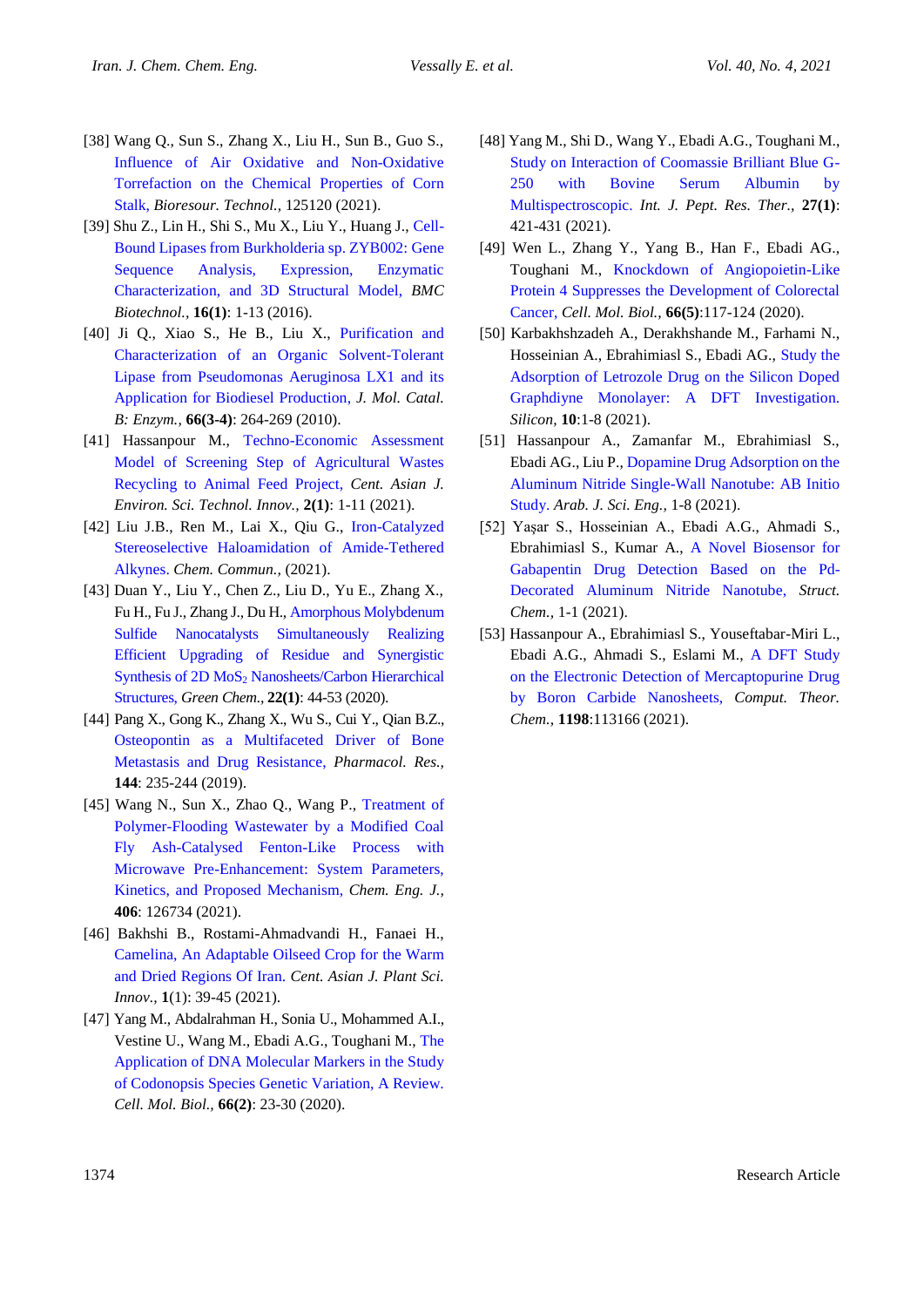[38] Wang Q., Sun S., Zhang X., Liu H., Sun B., Guo S., Influence of Air Oxidative and Non-Oxidative Torrefaction on the Chemical Properties of Corn Stalk, *Bioresour. Technol.*, 125120 (2021).

[39] Shu Z., Lin H., Shi S., Mu X., Liu Y., Huang J., Cell-Bound Lipases from Burkholderia sp. ZYB002: Gene Sequence Analysis, Expression, Enzymatic Characterization, and 3D Structural Model, *BMC Biotechnol.*, **16(1)**: 1-13 (2016).

[40] Ji Q., Xiao S., He B., Liu X., Purification and Characterization of an Organic Solvent-Tolerant Lipase from Pseudomonas Aeruginosa LX1 and its Application for Biodiesel Production, *J. Mol. Catal. B: Enzym.*, **66(3-4)**: 264-269 (2010).

[41] Hassanpour M., Techno-Economic Assessment Model of Screening Step of Agricultural Wastes Recycling to Animal Feed Project, *Cent. Asian J. Environ. Sci. Technol. Innov.*, **2(1)**: 1-11 (2021).

[42] Liu J.B., Ren M., Lai X., Qiu G., Iron-Catalyzed Stereoselective Haloamidation of Amide-Tethered Alkynes. *Chem. Commun.*, (2021).

[43] Duan Y., Liu Y., Chen Z., Liu D., Yu E., Zhang X., Fu H., Fu J., Zhang J., Du H., Amorphous Molybdenum Sulfide Nanocatalysts Simultaneously Realizing Efficient Upgrading of Residue and Synergistic Synthesis of 2D $MoS_2$ Nanosheets/Carbon Hierarchical Structures, *Green Chem.*, **22(1)**: 44-53 (2020).

[44] Pang X., Gong K., Zhang X., Wu S., Cui Y., Qian B.Z., Osteopontin as a Multifaceted Driver of Bone Metastasis and Drug Resistance, *Pharmacol. Res.*, **144**: 235-244 (2019).

[45] Wang N., Sun X., Zhao Q., Wang P., Treatment of Polymer-Flooding Wastewater by a Modified Coal Fly Ash-Catalysed Fenton-Like Process with Microwave Pre-Enhancement: System Parameters, Kinetics, and Proposed Mechanism, *Chem. Eng. J.*, **406**: 126734 (2021).

[46] Bakhshi B., Rostami-Ahmadvandi H., Fanaei H., Camelina, An Adaptable Oilseed Crop for the Warm and Dried Regions Of Iran. *Cent. Asian J. Plant Sci. Innov.*, **1**(1): 39-45 (2021).

[47] Yang M., Abdalrahman H., Sonia U., Mohammed A.I., Vestine U., Wang M., Ebadi A.G., Toughani M., The Application of DNA Molecular Markers in the Study of Codonopsis Species Genetic Variation, A Review. *Cell. Mol. Biol.*, **66(2)**: 23-30 (2020).

[48] Yang M., Shi D., Wang Y., Ebadi A.G., Toughani M., Study on Interaction of Coomassie Brilliant Blue G-250 with Bovine Serum Albumin by Multispectroscopic. *Int. J. Pept. Res. Ther.*, **27(1)**: 421-431 (2021).

[49] Wen L., Zhang Y., Yang B., Han F., Ebadi AG., Toughani M., Knockdown of Angiopoietin-Like Protein 4 Suppresses the Development of Colorectal Cancer, *Cell. Mol. Biol.*, **66(5)**:117-124 (2020).

[50] Karbakhshzadeh A., Derakhshande M., Farhami N., Hosseinian A., Ebrahimiasl S., Ebadi AG., Study the Adsorption of Letrozole Drug on the Silicon Doped Graphdiyne Monolayer: A DFT Investigation. *Silicon*, **10**:1-8 (2021).

[51] Hassanpour A., Zamanfar M., Ebrahimiasl S., Ebadi AG., Liu P., Dopamine Drug Adsorption on the Aluminum Nitride Single-Wall Nanotube: AB Initio Study. *Arab. J. Sci. Eng.*, 1-8 (2021).

[52] Yaşar S., Hosseinian A., Ebadi A.G., Ahmadi S., Ebrahimiasl S., Kumar A., A Novel Biosensor for Gabapentin Drug Detection Based on the Pd-Decorated Aluminum Nitride Nanotube, *Struct. Chem.*, 1-1 (2021).

[53] Hassanpour A., Ebrahimiasl S., Youseftabar-Miri L., Ebadi A.G., Ahmadi S., Eslami M., A DFT Study on the Electronic Detection of Mercaptopurine Drug by Boron Carbide Nanosheets, *Comput. Theor. Chem.*, **1198**:113166 (2021).